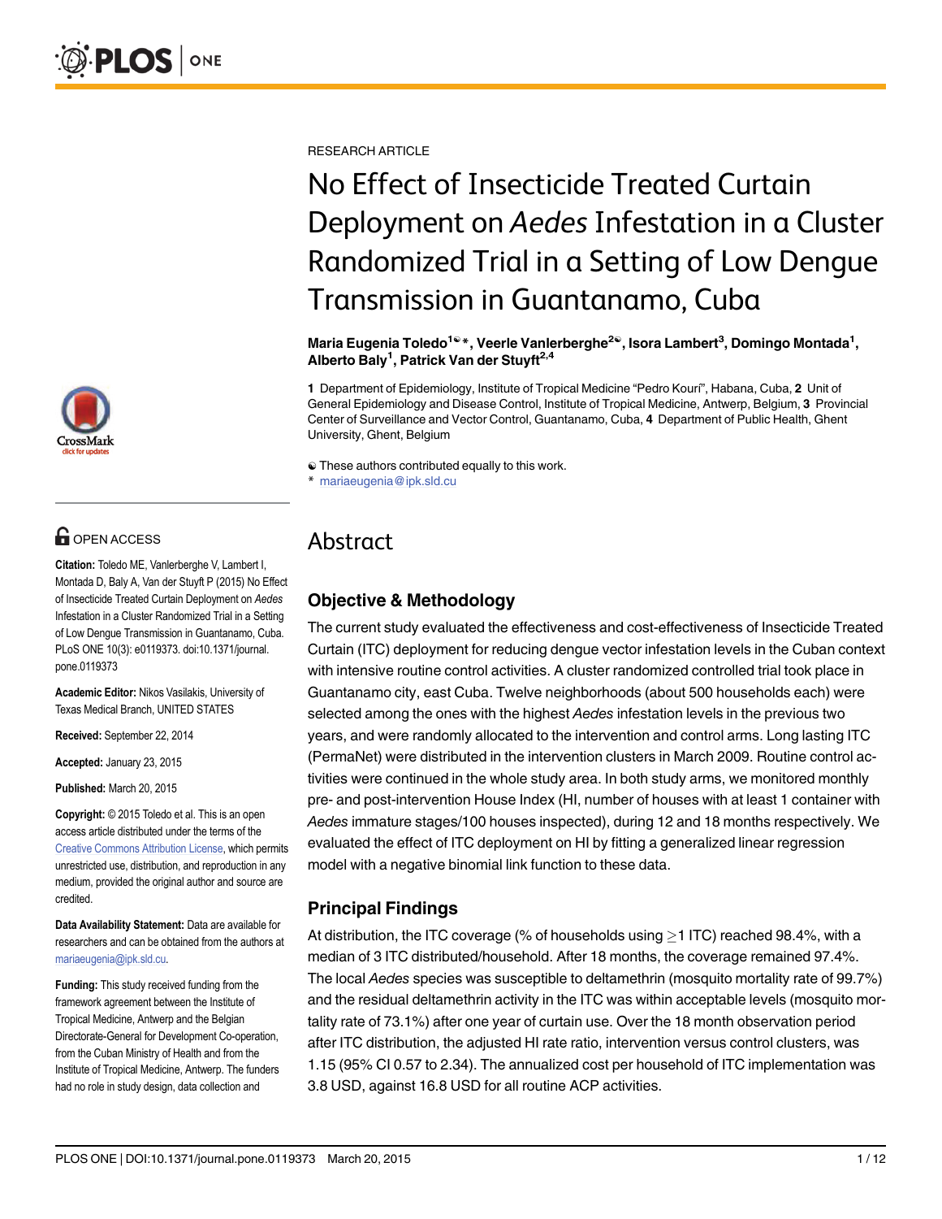RESEARCH ARTICLE

# No Effect of Insecticide Treated Curtain Deployment on *Aedes* Infestation in a Cluster Randomized Trial in a Setting of Low Dengue Transmission in Guantanamo, Cuba

**Maria Eugenia Toledo[1☯*], Veerle Vanlerberghe[2☯], Isora Lambert[3], Domingo Montada[1], Alberto Baly[1], Patrick Van der Stuyft[2,4]**

1 Department of Epidemiology, Institute of Tropical Medicine "Pedro Kourí", Habana, Cuba, 2 Unit of General Epidemiology and Disease Control, Institute of Tropical Medicine, Antwerp, Belgium, 3 Provincial Center of Surveillance and Vector Control, Guantanamo, Cuba, 4 Department of Public Health, Ghent University, Ghent, Belgium

☯ These authors contributed equally to this work.
* mariaeugenia@ipk.sld.cu

OPEN ACCESS

**Citation:** Toledo ME, Vanlerberghe V, Lambert I, Montada D, Baly A, Van der Stuyft P (2015) No Effect of Insecticide Treated Curtain Deployment on *Aedes* Infestation in a Cluster Randomized Trial in a Setting of Low Dengue Transmission in Guantanamo, Cuba. PLoS ONE 10(3): e0119373. doi:10.1371/journal.pone.0119373

**Academic Editor:** Nikos Vasilakis, University of Texas Medical Branch, UNITED STATES

**Received:** September 22, 2014

**Accepted:** January 23, 2015

**Published:** March 20, 2015

**Copyright:** © 2015 Toledo et al. This is an open access article distributed under the terms of the Creative Commons Attribution License, which permits unrestricted use, distribution, and reproduction in any medium, provided the original author and source are credited.

**Data Availability Statement:** Data are available for researchers and can be obtained from the authors at mariaeugenia@ipk.sld.cu.

**Funding:** This study received funding from the framework agreement between the Institute of Tropical Medicine, Antwerp and the Belgian Directorate-General for Development Co-operation, from the Cuban Ministry of Health and from the Institute of Tropical Medicine, Antwerp. The funders had no role in study design, data collection and

## Abstract

### Objective & Methodology

The current study evaluated the effectiveness and cost-effectiveness of Insecticide Treated Curtain (ITC) deployment for reducing dengue vector infestation levels in the Cuban context with intensive routine control activities. A cluster randomized controlled trial took place in Guantanamo city, east Cuba. Twelve neighborhoods (about 500 households each) were selected among the ones with the highest *Aedes* infestation levels in the previous two years, and were randomly allocated to the intervention and control arms. Long lasting ITC (PermaNet) were distributed in the intervention clusters in March 2009. Routine control activities were continued in the whole study area. In both study arms, we monitored monthly pre- and post-intervention House Index (HI, number of houses with at least 1 container with *Aedes* immature stages/100 houses inspected), during 12 and 18 months respectively. We evaluated the effect of ITC deployment on HI by fitting a generalized linear regression model with a negative binomial link function to these data.

### Principal Findings

At distribution, the ITC coverage (% of households using $\geq$1 ITC) reached 98.4%, with a median of 3 ITC distributed/household. After 18 months, the coverage remained 97.4%. The local *Aedes* species was susceptible to deltamethrin (mosquito mortality rate of 99.7%) and the residual deltamethrin activity in the ITC was within acceptable levels (mosquito mortality rate of 73.1%) after one year of curtain use. Over the 18 month observation period after ITC distribution, the adjusted HI rate ratio, intervention versus control clusters, was 1.15 (95% CI 0.57 to 2.34). The annualized cost per household of ITC implementation was 3.8 USD, against 16.8 USD for all routine ACP activities.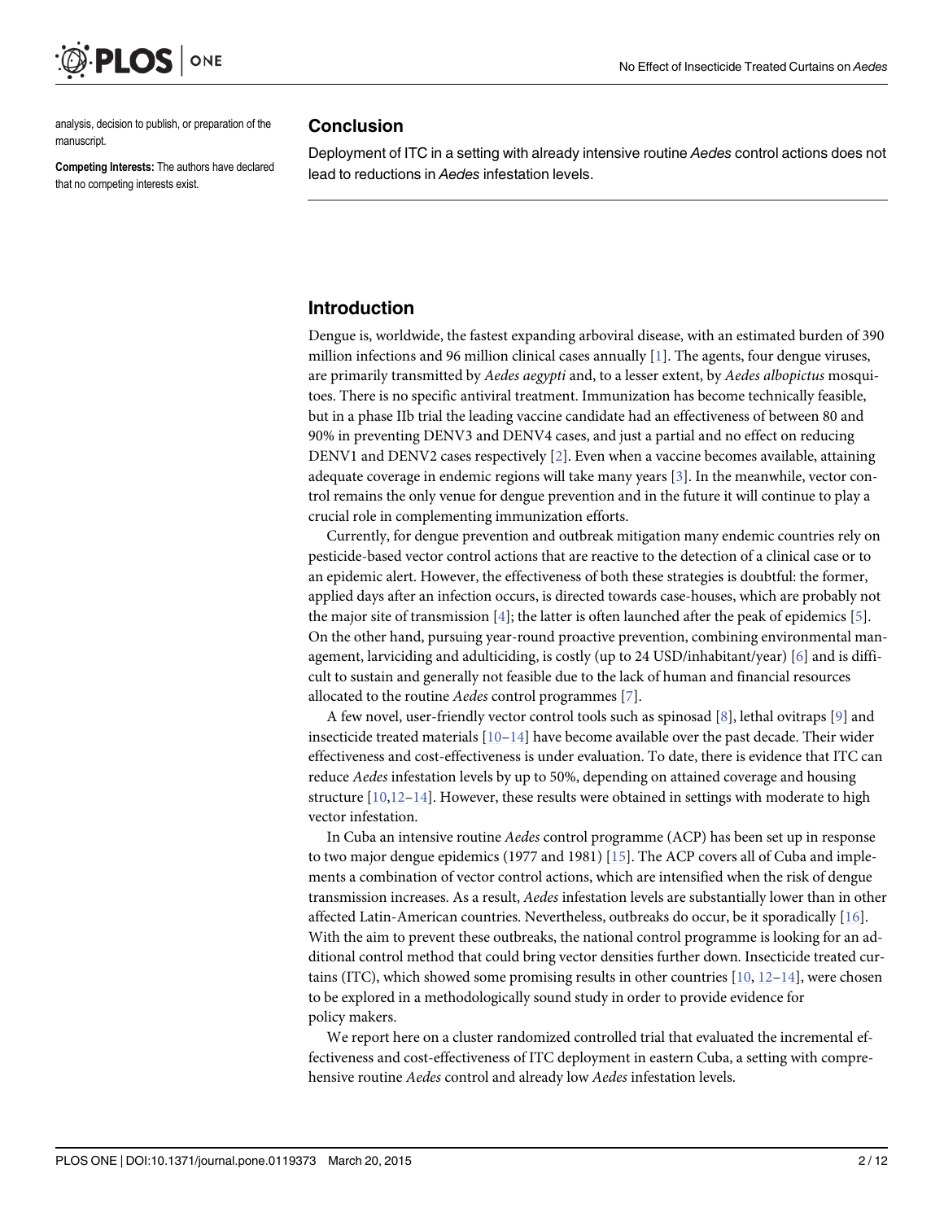analysis, decision to publish, or preparation of the manuscript.

**Competing Interests:** The authors have declared that no competing interests exist.

## Conclusion

Deployment of ITC in a setting with already intensive routine *Aedes* control actions does not lead to reductions in *Aedes* infestation levels.

## Introduction

Dengue is, worldwide, the fastest expanding arboviral disease, with an estimated burden of 390 million infections and 96 million clinical cases annually [1]. The agents, four dengue viruses, are primarily transmitted by *Aedes aegypti* and, to a lesser extent, by *Aedes albopictus* mosquitoes. There is no specific antiviral treatment. Immunization has become technically feasible, but in a phase IIb trial the leading vaccine candidate had an effectiveness of between 80 and 90% in preventing DENV3 and DENV4 cases, and just a partial and no effect on reducing DENV1 and DENV2 cases respectively [2]. Even when a vaccine becomes available, attaining adequate coverage in endemic regions will take many years [3]. In the meanwhile, vector control remains the only venue for dengue prevention and in the future it will continue to play a crucial role in complementing immunization efforts.

Currently, for dengue prevention and outbreak mitigation many endemic countries rely on pesticide-based vector control actions that are reactive to the detection of a clinical case or to an epidemic alert. However, the effectiveness of both these strategies is doubtful: the former, applied days after an infection occurs, is directed towards case-houses, which are probably not the major site of transmission [4]; the latter is often launched after the peak of epidemics [5]. On the other hand, pursuing year-round proactive prevention, combining environmental management, larviciding and adulticiding, is costly (up to 24 USD/inhabitant/year) [6] and is difficult to sustain and generally not feasible due to the lack of human and financial resources allocated to the routine *Aedes* control programmes [7].

A few novel, user-friendly vector control tools such as spinosad [8], lethal ovitraps [9] and insecticide treated materials [10–14] have become available over the past decade. Their wider effectiveness and cost-effectiveness is under evaluation. To date, there is evidence that ITC can reduce *Aedes* infestation levels by up to 50%, depending on attained coverage and housing structure [10,12–14]. However, these results were obtained in settings with moderate to high vector infestation.

In Cuba an intensive routine *Aedes* control programme (ACP) has been set up in response to two major dengue epidemics (1977 and 1981) [15]. The ACP covers all of Cuba and implements a combination of vector control actions, which are intensified when the risk of dengue transmission increases. As a result, *Aedes* infestation levels are substantially lower than in other affected Latin-American countries. Nevertheless, outbreaks do occur, be it sporadically [16]. With the aim to prevent these outbreaks, the national control programme is looking for an additional control method that could bring vector densities further down. Insecticide treated curtains (ITC), which showed some promising results in other countries [10, 12–14], were chosen to be explored in a methodologically sound study in order to provide evidence for policy makers.

We report here on a cluster randomized controlled trial that evaluated the incremental effectiveness and cost-effectiveness of ITC deployment in eastern Cuba, a setting with comprehensive routine *Aedes* control and already low *Aedes* infestation levels.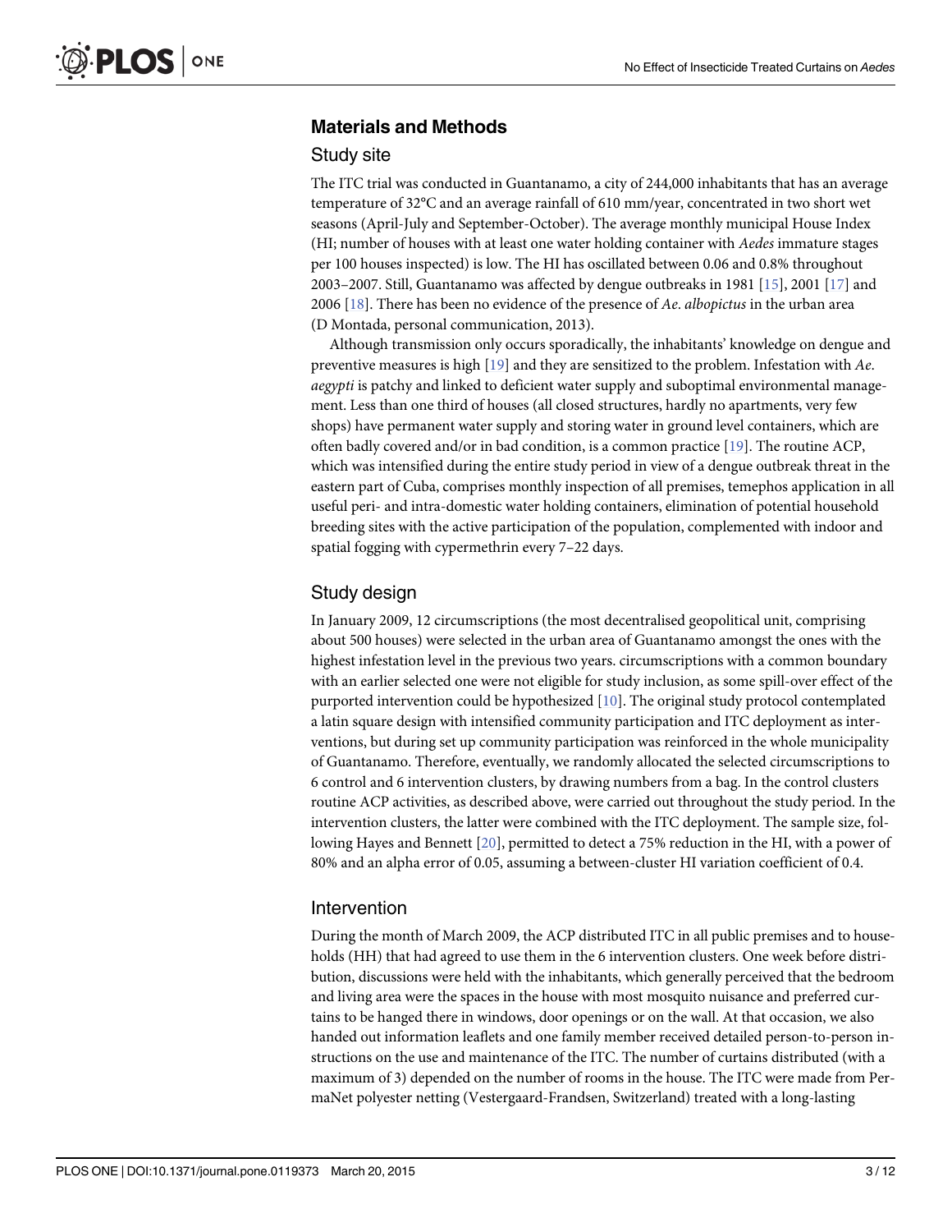## Materials and Methods

### Study site

The ITC trial was conducted in Guantanamo, a city of 244,000 inhabitants that has an average temperature of 32°C and an average rainfall of 610 mm/year, concentrated in two short wet seasons (April-July and September-October). The average monthly municipal House Index (HI; number of houses with at least one water holding container with *Aedes* immature stages per 100 houses inspected) is low. The HI has oscillated between 0.06 and 0.8% throughout 2003–2007. Still, Guantanamo was affected by dengue outbreaks in 1981 [15], 2001 [17] and 2006 [18]. There has been no evidence of the presence of *Ae*. *albopictus* in the urban area (D Montada, personal communication, 2013).

Although transmission only occurs sporadically, the inhabitants' knowledge on dengue and preventive measures is high [19] and they are sensitized to the problem. Infestation with *Ae*. *aegypti* is patchy and linked to deficient water supply and suboptimal environmental management. Less than one third of houses (all closed structures, hardly no apartments, very few shops) have permanent water supply and storing water in ground level containers, which are often badly covered and/or in bad condition, is a common practice [19]. The routine ACP, which was intensified during the entire study period in view of a dengue outbreak threat in the eastern part of Cuba, comprises monthly inspection of all premises, temephos application in all useful peri- and intra-domestic water holding containers, elimination of potential household breeding sites with the active participation of the population, complemented with indoor and spatial fogging with cypermethrin every 7–22 days.

### Study design

In January 2009, 12 circumscriptions (the most decentralised geopolitical unit, comprising about 500 houses) were selected in the urban area of Guantanamo amongst the ones with the highest infestation level in the previous two years. circumscriptions with a common boundary with an earlier selected one were not eligible for study inclusion, as some spill-over effect of the purported intervention could be hypothesized [10]. The original study protocol contemplated a latin square design with intensified community participation and ITC deployment as interventions, but during set up community participation was reinforced in the whole municipality of Guantanamo. Therefore, eventually, we randomly allocated the selected circumscriptions to 6 control and 6 intervention clusters, by drawing numbers from a bag. In the control clusters routine ACP activities, as described above, were carried out throughout the study period. In the intervention clusters, the latter were combined with the ITC deployment. The sample size, following Hayes and Bennett [20], permitted to detect a 75% reduction in the HI, with a power of 80% and an alpha error of 0.05, assuming a between-cluster HI variation coefficient of 0.4.

### Intervention

During the month of March 2009, the ACP distributed ITC in all public premises and to households (HH) that had agreed to use them in the 6 intervention clusters. One week before distribution, discussions were held with the inhabitants, which generally perceived that the bedroom and living area were the spaces in the house with most mosquito nuisance and preferred curtains to be hanged there in windows, door openings or on the wall. At that occasion, we also handed out information leaflets and one family member received detailed person-to-person instructions on the use and maintenance of the ITC. The number of curtains distributed (with a maximum of 3) depended on the number of rooms in the house. The ITC were made from PermaNet polyester netting (Vestergaard-Frandsen, Switzerland) treated with a long-lasting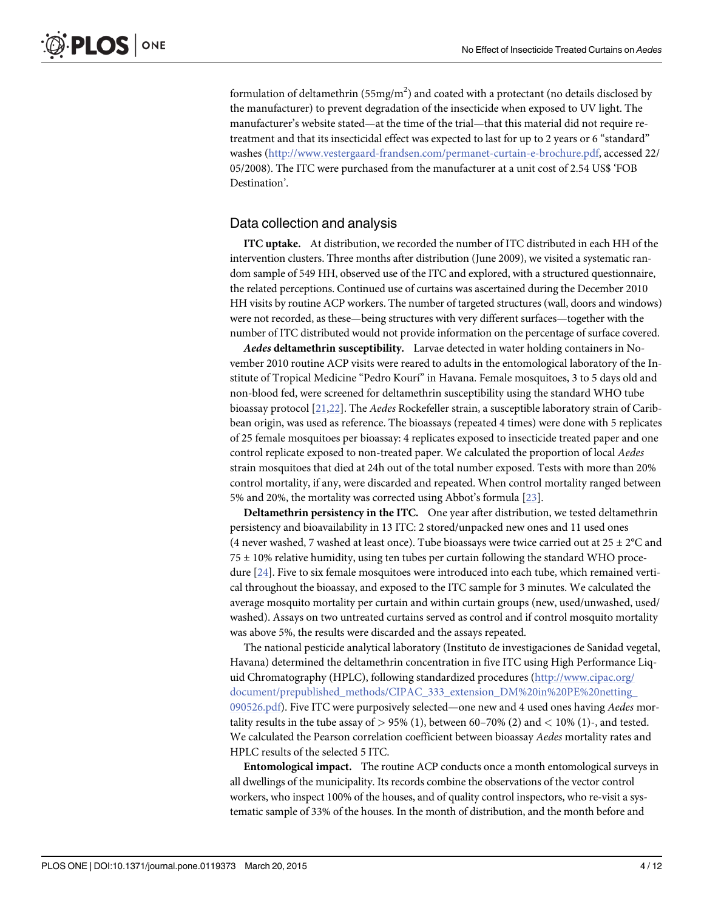formulation of deltamethrin ($55mg/m^2$) and coated with a protectant (no details disclosed by the manufacturer) to prevent degradation of the insecticide when exposed to UV light. The manufacturer's website stated—at the time of the trial—that this material did not require re-treatment and that its insecticidal effect was expected to last for up to 2 years or 6 "standard" washes (http://www.vestergaard-frandsen.com/permanet-curtain-e-brochure.pdf, accessed 22/05/2008). The ITC were purchased from the manufacturer at a unit cost of 2.54 US$ 'FOB Destination'.

## Data collection and analysis

**ITC uptake.** At distribution, we recorded the number of ITC distributed in each HH of the intervention clusters. Three months after distribution (June 2009), we visited a systematic random sample of 549 HH, observed use of the ITC and explored, with a structured questionnaire, the related perceptions. Continued use of curtains was ascertained during the December 2010 HH visits by routine ACP workers. The number of targeted structures (wall, doors and windows) were not recorded, as these—being structures with very different surfaces—together with the number of ITC distributed would not provide information on the percentage of surface covered.

***Aedes* deltamethrin susceptibility.** Larvae detected in water holding containers in November 2010 routine ACP visits were reared to adults in the entomological laboratory of the Institute of Tropical Medicine "Pedro Kourí" in Havana. Female mosquitoes, 3 to 5 days old and non-blood fed, were screened for deltamethrin susceptibility using the standard WHO tube bioassay protocol [21,22]. The *Aedes* Rockefeller strain, a susceptible laboratory strain of Caribbean origin, was used as reference. The bioassays (repeated 4 times) were done with 5 replicates of 25 female mosquitoes per bioassay: 4 replicates exposed to insecticide treated paper and one control replicate exposed to non-treated paper. We calculated the proportion of local *Aedes* strain mosquitoes that died at 24h out of the total number exposed. Tests with more than 20% control mortality, if any, were discarded and repeated. When control mortality ranged between 5% and 20%, the mortality was corrected using Abbot's formula [23].

**Deltamethrin persistency in the ITC.** One year after distribution, we tested deltamethrin persistency and bioavailability in 13 ITC: 2 stored/unpacked new ones and 11 used ones (4 never washed, 7 washed at least once). Tube bioassays were twice carried out at 25 ± 2°C and 75 ± 10% relative humidity, using ten tubes per curtain following the standard WHO procedure [24]. Five to six female mosquitoes were introduced into each tube, which remained vertical throughout the bioassay, and exposed to the ITC sample for 3 minutes. We calculated the average mosquito mortality per curtain and within curtain groups (new, used/unwashed, used/washed). Assays on two untreated curtains served as control and if control mosquito mortality was above 5%, the results were discarded and the assays repeated.

The national pesticide analytical laboratory (Instituto de investigaciones de Sanidad vegetal, Havana) determined the deltamethrin concentration in five ITC using High Performance Liquid Chromatography (HPLC), following standardized procedures (http://www.cipac.org/document/prepublished_methods/CIPAC_333_extension_DM%20in%20PE%20netting_090526.pdf). Five ITC were purposively selected—one new and 4 used ones having *Aedes* mortality results in the tube assay of > 95% (1), between 60–70% (2) and < 10% (1)-, and tested. We calculated the Pearson correlation coefficient between bioassay *Aedes* mortality rates and HPLC results of the selected 5 ITC.

**Entomological impact.** The routine ACP conducts once a month entomological surveys in all dwellings of the municipality. Its records combine the observations of the vector control workers, who inspect 100% of the houses, and of quality control inspectors, who re-visit a systematic sample of 33% of the houses. In the month of distribution, and the month before and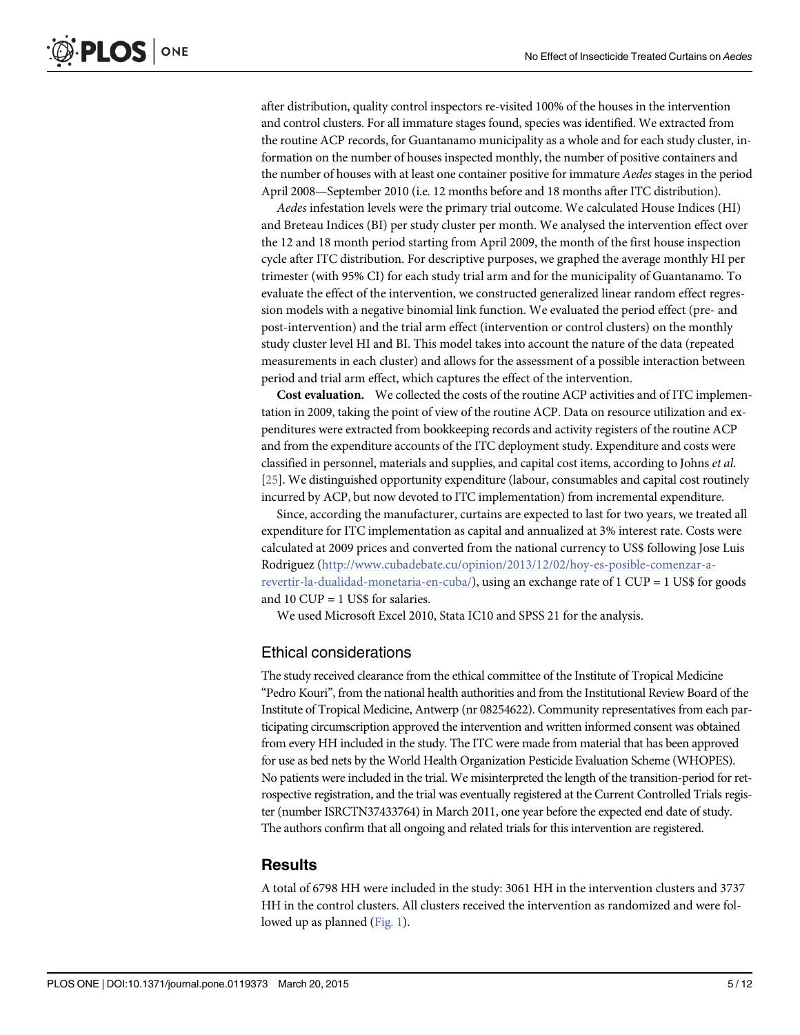after distribution, quality control inspectors re-visited 100% of the houses in the intervention and control clusters. For all immature stages found, species was identified. We extracted from the routine ACP records, for Guantanamo municipality as a whole and for each study cluster, information on the number of houses inspected monthly, the number of positive containers and the number of houses with at least one container positive for immature *Aedes* stages in the period April 2008—September 2010 (i.e. 12 months before and 18 months after ITC distribution).

*Aedes* infestation levels were the primary trial outcome. We calculated House Indices (HI) and Breteau Indices (BI) per study cluster per month. We analysed the intervention effect over the 12 and 18 month period starting from April 2009, the month of the first house inspection cycle after ITC distribution. For descriptive purposes, we graphed the average monthly HI per trimester (with 95% CI) for each study trial arm and for the municipality of Guantanamo. To evaluate the effect of the intervention, we constructed generalized linear random effect regression models with a negative binomial link function. We evaluated the period effect (pre- and post-intervention) and the trial arm effect (intervention or control clusters) on the monthly study cluster level HI and BI. This model takes into account the nature of the data (repeated measurements in each cluster) and allows for the assessment of a possible interaction between period and trial arm effect, which captures the effect of the intervention.

**Cost evaluation.** We collected the costs of the routine ACP activities and of ITC implementation in 2009, taking the point of view of the routine ACP. Data on resource utilization and expenditures were extracted from bookkeeping records and activity registers of the routine ACP and from the expenditure accounts of the ITC deployment study. Expenditure and costs were classified in personnel, materials and supplies, and capital cost items, according to Johns *et al.* [25]. We distinguished opportunity expenditure (labour, consumables and capital cost routinely incurred by ACP, but now devoted to ITC implementation) from incremental expenditure.

Since, according the manufacturer, curtains are expected to last for two years, we treated all expenditure for ITC implementation as capital and annualized at 3% interest rate. Costs were calculated at 2009 prices and converted from the national currency to US$ following Jose Luis Rodriguez (http://www.cubadebate.cu/opinion/2013/12/02/hoy-es-posible-comenzar-a-revertir-la-dualidad-monetaria-en-cuba/), using an exchange rate of 1 CUP = 1 US$ for goods and 10 CUP = 1 US$ for salaries.

We used Microsoft Excel 2010, Stata IC10 and SPSS 21 for the analysis.

## Ethical considerations

The study received clearance from the ethical committee of the Institute of Tropical Medicine "Pedro Kouri", from the national health authorities and from the Institutional Review Board of the Institute of Tropical Medicine, Antwerp (nr 08254622). Community representatives from each participating circumscription approved the intervention and written informed consent was obtained from every HH included in the study. The ITC were made from material that has been approved for use as bed nets by the World Health Organization Pesticide Evaluation Scheme (WHOPES). No patients were included in the trial. We misinterpreted the length of the transition-period for retrospective registration, and the trial was eventually registered at the Current Controlled Trials register (number ISRCTN37433764) in March 2011, one year before the expected end date of study. The authors confirm that all ongoing and related trials for this intervention are registered.

# Results

A total of 6798 HH were included in the study: 3061 HH in the intervention clusters and 3737 HH in the control clusters. All clusters received the intervention as randomized and were followed up as planned (Fig. 1).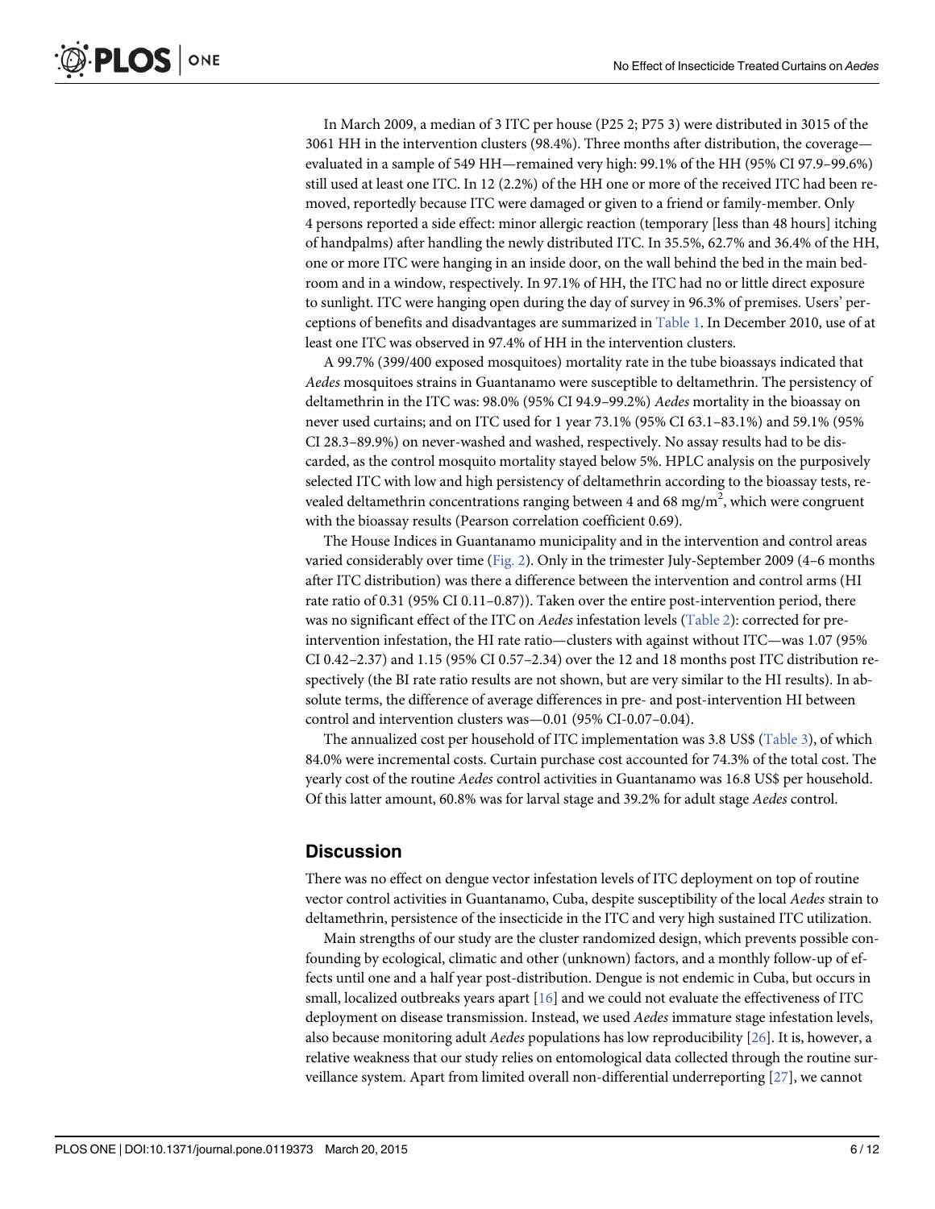In March 2009, a median of 3 ITC per house (P25 2; P75 3) were distributed in 3015 of the 3061 HH in the intervention clusters (98.4%). Three months after distribution, the coverage—evaluated in a sample of 549 HH—remained very high: 99.1% of the HH (95% CI 97.9–99.6%) still used at least one ITC. In 12 (2.2%) of the HH one or more of the received ITC had been removed, reportedly because ITC were damaged or given to a friend or family-member. Only 4 persons reported a side effect: minor allergic reaction (temporary [less than 48 hours] itching of handpalms) after handling the newly distributed ITC. In 35.5%, 62.7% and 36.4% of the HH, one or more ITC were hanging in an inside door, on the wall behind the bed in the main bedroom and in a window, respectively. In 97.1% of HH, the ITC had no or little direct exposure to sunlight. ITC were hanging open during the day of survey in 96.3% of premises. Users' perceptions of benefits and disadvantages are summarized in Table 1. In December 2010, use of at least one ITC was observed in 97.4% of HH in the intervention clusters.

A 99.7% (399/400 exposed mosquitoes) mortality rate in the tube bioassays indicated that *Aedes* mosquitoes strains in Guantanamo were susceptible to deltamethrin. The persistency of deltamethrin in the ITC was: 98.0% (95% CI 94.9–99.2%) *Aedes* mortality in the bioassay on never used curtains; and on ITC used for 1 year 73.1% (95% CI 63.1–83.1%) and 59.1% (95% CI 28.3–89.9%) on never-washed and washed, respectively. No assay results had to be discarded, as the control mosquito mortality stayed below 5%. HPLC analysis on the purposively selected ITC with low and high persistency of deltamethrin according to the bioassay tests, revealed deltamethrin concentrations ranging between 4 and 68 mg/m$^2$, which were congruent with the bioassay results (Pearson correlation coefficient 0.69).

The House Indices in Guantanamo municipality and in the intervention and control areas varied considerably over time (Fig. 2). Only in the trimester July-September 2009 (4–6 months after ITC distribution) was there a difference between the intervention and control arms (HI rate ratio of 0.31 (95% CI 0.11–0.87)). Taken over the entire post-intervention period, there was no significant effect of the ITC on *Aedes* infestation levels (Table 2): corrected for pre-intervention infestation, the HI rate ratio—clusters with against without ITC—was 1.07 (95% CI 0.42–2.37) and 1.15 (95% CI 0.57–2.34) over the 12 and 18 months post ITC distribution respectively (the BI rate ratio results are not shown, but are very similar to the HI results). In absolute terms, the difference of average differences in pre- and post-intervention HI between control and intervention clusters was—0.01 (95% CI-0.07–0.04).

The annualized cost per household of ITC implementation was 3.8 US$ (Table 3), of which 84.0% were incremental costs. Curtain purchase cost accounted for 74.3% of the total cost. The yearly cost of the routine *Aedes* control activities in Guantanamo was 16.8 US$ per household. Of this latter amount, 60.8% was for larval stage and 39.2% for adult stage *Aedes* control.

## Discussion

There was no effect on dengue vector infestation levels of ITC deployment on top of routine vector control activities in Guantanamo, Cuba, despite susceptibility of the local *Aedes* strain to deltamethrin, persistence of the insecticide in the ITC and very high sustained ITC utilization.

Main strengths of our study are the cluster randomized design, which prevents possible confounding by ecological, climatic and other (unknown) factors, and a monthly follow-up of effects until one and a half year post-distribution. Dengue is not endemic in Cuba, but occurs in small, localized outbreaks years apart [16] and we could not evaluate the effectiveness of ITC deployment on disease transmission. Instead, we used *Aedes* immature stage infestation levels, also because monitoring adult *Aedes* populations has low reproducibility [26]. It is, however, a relative weakness that our study relies on entomological data collected through the routine surveillance system. Apart from limited overall non-differential underreporting [27], we cannot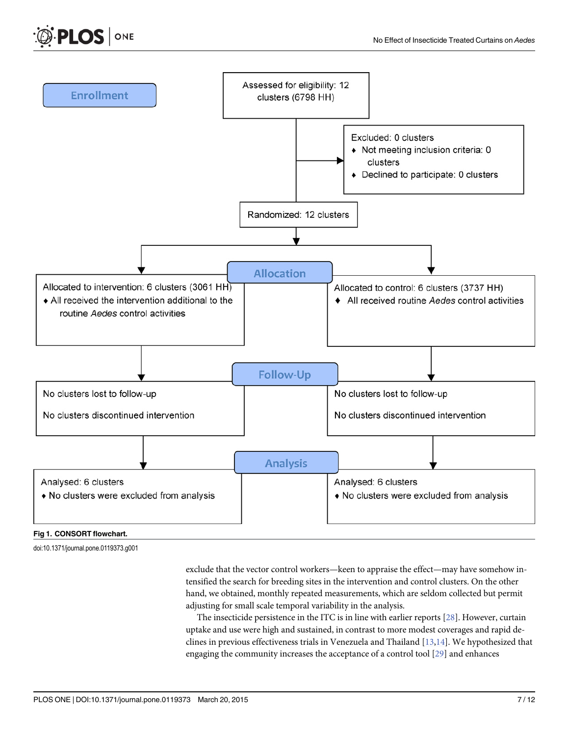**Enrollment**

Assessed for eligibility: 12 clusters (6798 HH)

Excluded: 0 clusters
- Not meeting inclusion criteria: 0 clusters
- Declined to participate: 0 clusters

Randomized: 12 clusters

**Allocation**

Allocated to intervention: 6 clusters (3061 HH)
- All received the intervention additional to the routine *Aedes* control activities

Allocated to control: 6 clusters (3737 HH)
- All received routine *Aedes* control activities

**Follow-Up**

No clusters lost to follow-up

No clusters discontinued intervention

No clusters lost to follow-up

No clusters discontinued intervention

**Analysis**

Analysed: 6 clusters
- No clusters were excluded from analysis

Analysed: 6 clusters
- No clusters were excluded from analysis

**Fig 1. CONSORT flowchart.**

doi:10.1371/journal.pone.0119373.g001

exclude that the vector control workers—keen to appraise the effect—may have somehow intensified the search for breeding sites in the intervention and control clusters. On the other hand, we obtained, monthly repeated measurements, which are seldom collected but permit adjusting for small scale temporal variability in the analysis.

The insecticide persistence in the ITC is in line with earlier reports [28]. However, curtain uptake and use were high and sustained, in contrast to more modest coverages and rapid declines in previous effectiveness trials in Venezuela and Thailand [13,14]. We hypothesized that engaging the community increases the acceptance of a control tool [29] and enhances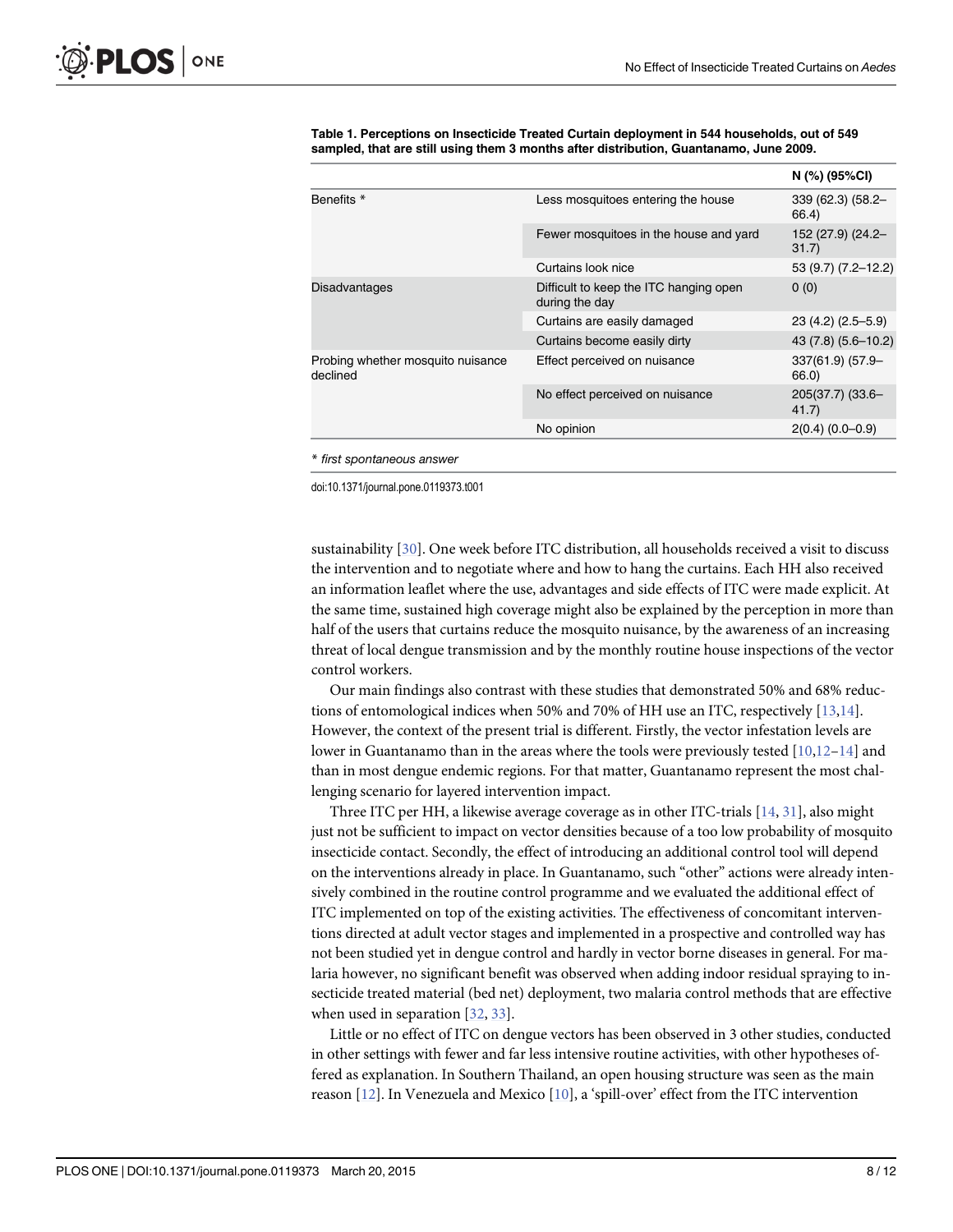**Table 1. Perceptions on Insecticide Treated Curtain deployment in 544 households, out of 549 sampled, that are still using them 3 months after distribution, Guantanamo, June 2009.**

| | | N (%) (95%CI) |
|---|---|---|
| Benefits * | Less mosquitoes entering the house | 339 (62.3) (58.2–66.4) |
| | Fewer mosquitoes in the house and yard | 152 (27.9) (24.2–31.7) |
| | Curtains look nice | 53 (9.7) (7.2–12.2) |
| Disadvantages | Difficult to keep the ITC hanging open during the day | 0 (0) |
| | Curtains are easily damaged | 23 (4.2) (2.5–5.9) |
| | Curtains become easily dirty | 43 (7.8) (5.6–10.2) |
| Probing whether mosquito nuisance declined | Effect perceived on nuisance | 337(61.9) (57.9–66.0) |
| | No effect perceived on nuisance | 205(37.7) (33.6–41.7) |
| | No opinion | 2(0.4) (0.0–0.9) |

*\* first spontaneous answer*

doi:10.1371/journal.pone.0119373.t001

sustainability [30]. One week before ITC distribution, all households received a visit to discuss the intervention and to negotiate where and how to hang the curtains. Each HH also received an information leaflet where the use, advantages and side effects of ITC were made explicit. At the same time, sustained high coverage might also be explained by the perception in more than half of the users that curtains reduce the mosquito nuisance, by the awareness of an increasing threat of local dengue transmission and by the monthly routine house inspections of the vector control workers.

Our main findings also contrast with these studies that demonstrated 50% and 68% reductions of entomological indices when 50% and 70% of HH use an ITC, respectively [13,14]. However, the context of the present trial is different. Firstly, the vector infestation levels are lower in Guantanamo than in the areas where the tools were previously tested [10,12–14] and than in most dengue endemic regions. For that matter, Guantanamo represent the most challenging scenario for layered intervention impact.

Three ITC per HH, a likewise average coverage as in other ITC-trials [14, 31], also might just not be sufficient to impact on vector densities because of a too low probability of mosquito insecticide contact. Secondly, the effect of introducing an additional control tool will depend on the interventions already in place. In Guantanamo, such "other" actions were already intensively combined in the routine control programme and we evaluated the additional effect of ITC implemented on top of the existing activities. The effectiveness of concomitant interventions directed at adult vector stages and implemented in a prospective and controlled way has not been studied yet in dengue control and hardly in vector borne diseases in general. For malaria however, no significant benefit was observed when adding indoor residual spraying to insecticide treated material (bed net) deployment, two malaria control methods that are effective when used in separation [32, 33].

Little or no effect of ITC on dengue vectors has been observed in 3 other studies, conducted in other settings with fewer and far less intensive routine activities, with other hypotheses offered as explanation. In Southern Thailand, an open housing structure was seen as the main reason [12]. In Venezuela and Mexico [10], a 'spill-over' effect from the ITC intervention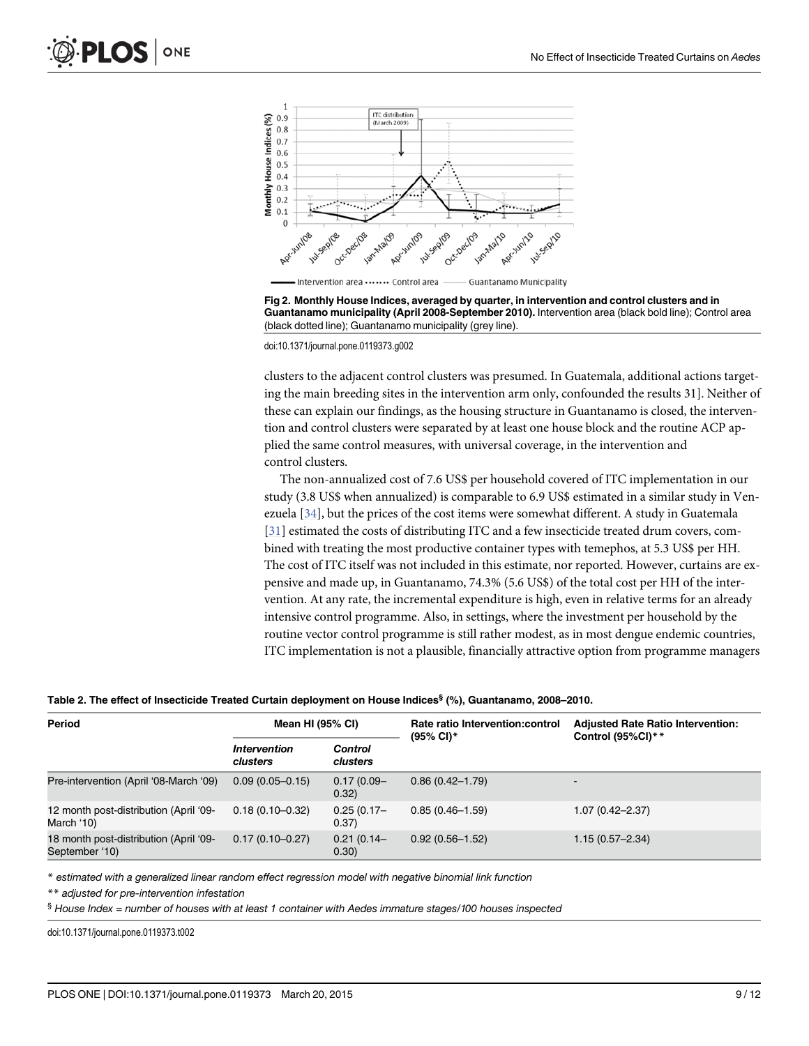Fig 2. Monthly House Indices, averaged by quarter, in intervention and control clusters and in Guantanamo municipality (April 2008-September 2010). Intervention area (black bold line); Control area (black dotted line); Guantanamo municipality (grey line).

doi:10.1371/journal.pone.0119373.g002

clusters to the adjacent control clusters was presumed. In Guatemala, additional actions targeting the main breeding sites in the intervention arm only, confounded the results 31]. Neither of these can explain our findings, as the housing structure in Guantanamo is closed, the intervention and control clusters were separated by at least one house block and the routine ACP applied the same control measures, with universal coverage, in the intervention and control clusters.

The non-annualized cost of 7.6 US$ per household covered of ITC implementation in our study (3.8 US$ when annualized) is comparable to 6.9 US$ estimated in a similar study in Venezuela [34], but the prices of the cost items were somewhat different. A study in Guatemala [31] estimated the costs of distributing ITC and a few insecticide treated drum covers, combined with treating the most productive container types with temephos, at 5.3 US$ per HH. The cost of ITC itself was not included in this estimate, nor reported. However, curtains are expensive and made up, in Guantanamo, 74.3% (5.6 US$) of the total cost per HH of the intervention. At any rate, the incremental expenditure is high, even in relative terms for an already intensive control programme. Also, in settings, where the investment per household by the routine vector control programme is still rather modest, as in most dengue endemic countries, ITC implementation is not a plausible, financially attractive option from programme managers

**Table 2. The effect of Insecticide Treated Curtain deployment on House Indices[§] (%), Guantanamo, 2008–2010.**

| Period | Mean HI (95% CI) | | Rate ratio Intervention:control (95% CI)* | Adjusted Rate Ratio Intervention: Control (95%CI)** |
|---|---|---|---|---|
| | *Intervention clusters* | *Control clusters* | | |
| Pre-intervention (April '08-March '09) | 0.09 (0.05–0.15) | 0.17 (0.09–0.32) | 0.86 (0.42–1.79) | - |
| 12 month post-distribution (April '09-March '10) | 0.18 (0.10–0.32) | 0.25 (0.17–0.37) | 0.85 (0.46–1.59) | 1.07 (0.42–2.37) |
| 18 month post-distribution (April '09-September '10) | 0.17 (0.10–0.27) | 0.21 (0.14–0.30) | 0.92 (0.56–1.52) | 1.15 (0.57–2.34) |

\* *estimated with a generalized linear random effect regression model with negative binomial link function*

\*\* *adjusted for pre-intervention infestation*

§ *House Index = number of houses with at least 1 container with Aedes immature stages/100 houses inspected*

doi:10.1371/journal.pone.0119373.t002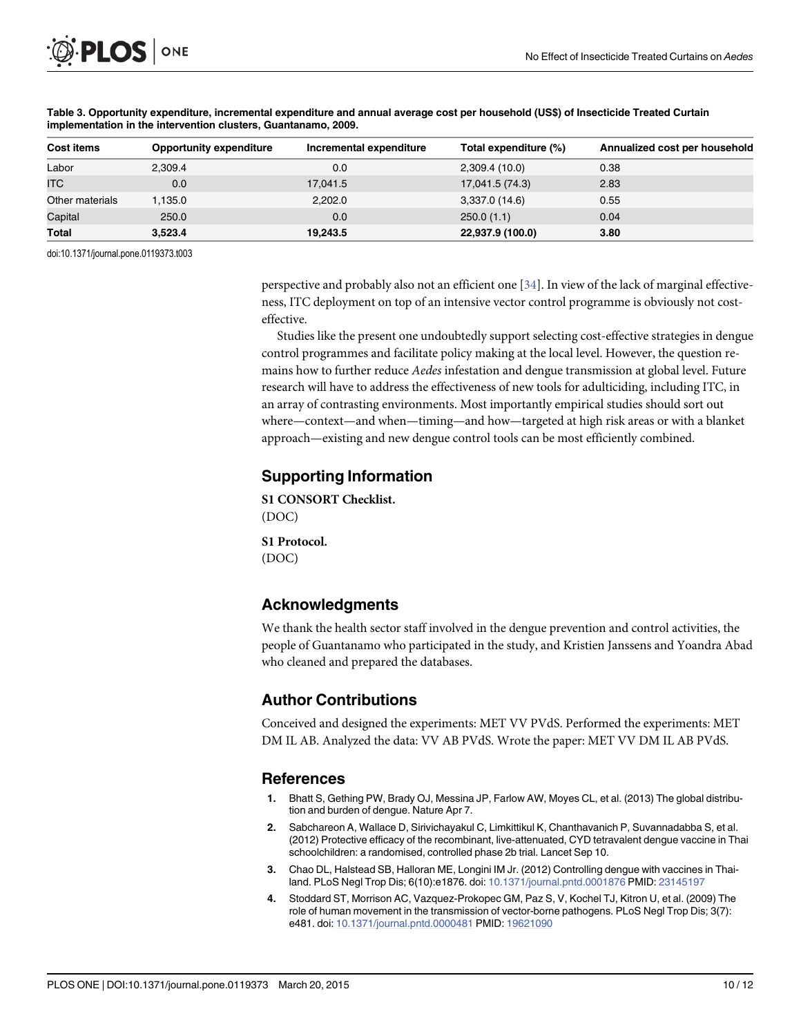**Table 3. Opportunity expenditure, incremental expenditure and annual average cost per household (US$) of Insecticide Treated Curtain implementation in the intervention clusters, Guantanamo, 2009.**

| Cost items | Opportunity expenditure | Incremental expenditure | Total expenditure (%) | Annualized cost per household |
|---|---|---|---|---|
| Labor | 2,309.4 | 0.0 | 2,309.4 (10.0) | 0.38 |
| ITC | 0.0 | 17,041.5 | 17,041.5 (74.3) | 2.83 |
| Other materials | 1,135.0 | 2,202.0 | 3,337.0 (14.6) | 0.55 |
| Capital | 250.0 | 0.0 | 250.0 (1.1) | 0.04 |
| **Total** | **3,523.4** | **19,243.5** | **22,937.9 (100.0)** | **3.80** |

doi:10.1371/journal.pone.0119373.t003

perspective and probably also not an efficient one [34]. In view of the lack of marginal effectiveness, ITC deployment on top of an intensive vector control programme is obviously not cost-effective.

Studies like the present one undoubtedly support selecting cost-effective strategies in dengue control programmes and facilitate policy making at the local level. However, the question remains how to further reduce *Aedes* infestation and dengue transmission at global level. Future research will have to address the effectiveness of new tools for adulticiding, including ITC, in an array of contrasting environments. Most importantly empirical studies should sort out where—context—and when—timing—and how—targeted at high risk areas or with a blanket approach—existing and new dengue control tools can be most efficiently combined.

## Supporting Information

**S1 CONSORT Checklist.**
(DOC)

**S1 Protocol.**
(DOC)

## Acknowledgments

We thank the health sector staff involved in the dengue prevention and control activities, the people of Guantanamo who participated in the study, and Kristien Janssens and Yoandra Abad who cleaned and prepared the databases.

## Author Contributions

Conceived and designed the experiments: MET VV PVdS. Performed the experiments: MET DM IL AB. Analyzed the data: VV AB PVdS. Wrote the paper: MET VV DM IL AB PVdS.

## References

1. Bhatt S, Gething PW, Brady OJ, Messina JP, Farlow AW, Moyes CL, et al. (2013) The global distribution and burden of dengue. Nature Apr 7.
2. Sabchareon A, Wallace D, Sirivichayakul C, Limkittikul K, Chanthavanich P, Suvannadabba S, et al. (2012) Protective efficacy of the recombinant, live-attenuated, CYD tetravalent dengue vaccine in Thai schoolchildren: a randomised, controlled phase 2b trial. Lancet Sep 10.
3. Chao DL, Halstead SB, Halloran ME, Longini IM Jr. (2012) Controlling dengue with vaccines in Thailand. PLoS Negl Trop Dis; 6(10):e1876. doi: 10.1371/journal.pntd.0001876 PMID: 23145197
4. Stoddard ST, Morrison AC, Vazquez-Prokopec GM, Paz S, V, Kochel TJ, Kitron U, et al. (2009) The role of human movement in the transmission of vector-borne pathogens. PLoS Negl Trop Dis; 3(7): e481. doi: 10.1371/journal.pntd.0000481 PMID: 19621090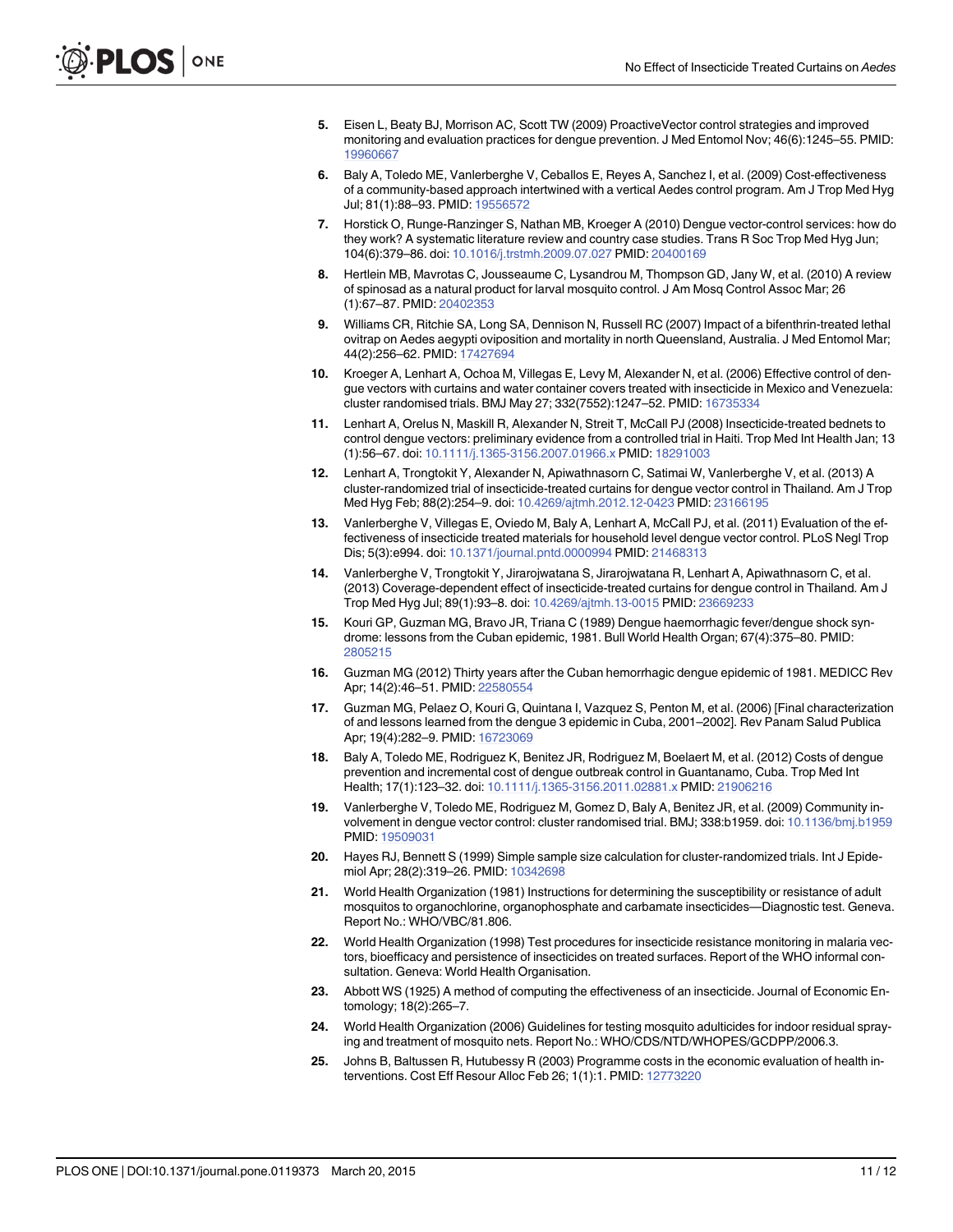5. Eisen L, Beaty BJ, Morrison AC, Scott TW (2009) ProactiveVector control strategies and improved monitoring and evaluation practices for dengue prevention. J Med Entomol Nov; 46(6):1245–55. PMID: 19960667

6. Baly A, Toledo ME, Vanlerberghe V, Ceballos E, Reyes A, Sanchez I, et al. (2009) Cost-effectiveness of a community-based approach intertwined with a vertical Aedes control program. Am J Trop Med Hyg Jul; 81(1):88–93. PMID: 19556572

7. Horstick O, Runge-Ranzinger S, Nathan MB, Kroeger A (2010) Dengue vector-control services: how do they work? A systematic literature review and country case studies. Trans R Soc Trop Med Hyg Jun; 104(6):379–86. doi: 10.1016/j.trstmh.2009.07.027 PMID: 20400169

8. Hertlein MB, Mavrotas C, Jousseaume C, Lysandrou M, Thompson GD, Jany W, et al. (2010) A review of spinosad as a natural product for larval mosquito control. J Am Mosq Control Assoc Mar; 26 (1):67–87. PMID: 20402353

9. Williams CR, Ritchie SA, Long SA, Dennison N, Russell RC (2007) Impact of a bifenthrin-treated lethal ovitrap on Aedes aegypti oviposition and mortality in north Queensland, Australia. J Med Entomol Mar; 44(2):256–62. PMID: 17427694

10. Kroeger A, Lenhart A, Ochoa M, Villegas E, Levy M, Alexander N, et al. (2006) Effective control of dengue vectors with curtains and water container covers treated with insecticide in Mexico and Venezuela: cluster randomised trials. BMJ May 27; 332(7552):1247–52. PMID: 16735334

11. Lenhart A, Orelus N, Maskill R, Alexander N, Streit T, McCall PJ (2008) Insecticide-treated bednets to control dengue vectors: preliminary evidence from a controlled trial in Haiti. Trop Med Int Health Jan; 13 (1):56–67. doi: 10.1111/j.1365-3156.2007.01966.x PMID: 18291003

12. Lenhart A, Trongtokit Y, Alexander N, Apiwathnasorn C, Satimai W, Vanlerberghe V, et al. (2013) A cluster-randomized trial of insecticide-treated curtains for dengue vector control in Thailand. Am J Trop Med Hyg Feb; 88(2):254–9. doi: 10.4269/ajtmh.2012.12-0423 PMID: 23166195

13. Vanlerberghe V, Villegas E, Oviedo M, Baly A, Lenhart A, McCall PJ, et al. (2011) Evaluation of the effectiveness of insecticide treated materials for household level dengue vector control. PLoS Negl Trop Dis; 5(3):e994. doi: 10.1371/journal.pntd.0000994 PMID: 21468313

14. Vanlerberghe V, Trongtokit Y, Jirarojwatana S, Jirarojwatana R, Lenhart A, Apiwathnasorn C, et al. (2013) Coverage-dependent effect of insecticide-treated curtains for dengue control in Thailand. Am J Trop Med Hyg Jul; 89(1):93–8. doi: 10.4269/ajtmh.13-0015 PMID: 23669233

15. Kouri GP, Guzman MG, Bravo JR, Triana C (1989) Dengue haemorrhagic fever/dengue shock syndrome: lessons from the Cuban epidemic, 1981. Bull World Health Organ; 67(4):375–80. PMID: 2805215

16. Guzman MG (2012) Thirty years after the Cuban hemorrhagic dengue epidemic of 1981. MEDICC Rev Apr; 14(2):46–51. PMID: 22580554

17. Guzman MG, Pelaez O, Kouri G, Quintana I, Vazquez S, Penton M, et al. (2006) [Final characterization of and lessons learned from the dengue 3 epidemic in Cuba, 2001–2002]. Rev Panam Salud Publica Apr; 19(4):282–9. PMID: 16723069

18. Baly A, Toledo ME, Rodriguez K, Benitez JR, Rodriguez M, Boelaert M, et al. (2012) Costs of dengue prevention and incremental cost of dengue outbreak control in Guantanamo, Cuba. Trop Med Int Health; 17(1):123–32. doi: 10.1111/j.1365-3156.2011.02881.x PMID: 21906216

19. Vanlerberghe V, Toledo ME, Rodriguez M, Gomez D, Baly A, Benitez JR, et al. (2009) Community involvement in dengue vector control: cluster randomised trial. BMJ; 338:b1959. doi: 10.1136/bmj.b1959 PMID: 19509031

20. Hayes RJ, Bennett S (1999) Simple sample size calculation for cluster-randomized trials. Int J Epidemiol Apr; 28(2):319–26. PMID: 10342698

21. World Health Organization (1981) Instructions for determining the susceptibility or resistance of adult mosquitos to organochlorine, organophosphate and carbamate insecticides—Diagnostic test. Geneva. Report No.: WHO/VBC/81.806.

22. World Health Organization (1998) Test procedures for insecticide resistance monitoring in malaria vectors, bioefficacy and persistence of insecticides on treated surfaces. Report of the WHO informal consultation. Geneva: World Health Organisation.

23. Abbott WS (1925) A method of computing the effectiveness of an insecticide. Journal of Economic Entomology; 18(2):265–7.

24. World Health Organization (2006) Guidelines for testing mosquito adulticides for indoor residual spraying and treatment of mosquito nets. Report No.: WHO/CDS/NTD/WHOPES/GCDPP/2006.3.

25. Johns B, Baltussen R, Hutubessy R (2003) Programme costs in the economic evaluation of health interventions. Cost Eff Resour Alloc Feb 26; 1(1):1. PMID: 12773220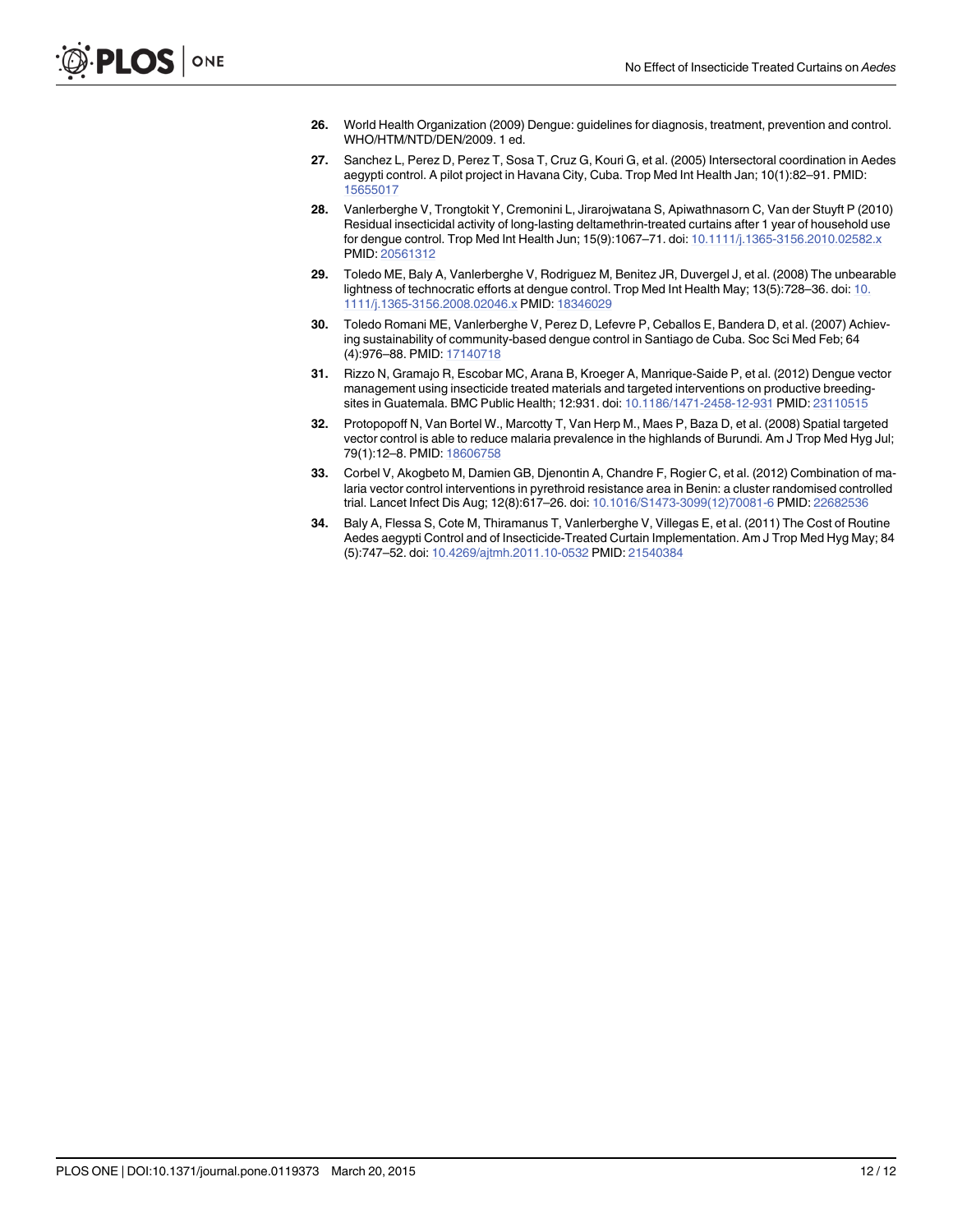26. World Health Organization (2009) Dengue: guidelines for diagnosis, treatment, prevention and control. WHO/HTM/NTD/DEN/2009. 1 ed.

27. Sanchez L, Perez D, Perez T, Sosa T, Cruz G, Kouri G, et al. (2005) Intersectoral coordination in Aedes aegypti control. A pilot project in Havana City, Cuba. Trop Med Int Health Jan; 10(1):82–91. PMID: 15655017

28. Vanlerberghe V, Trongtokit Y, Cremonini L, Jirarojwatana S, Apiwathnasorn C, Van der Stuyft P (2010) Residual insecticidal activity of long-lasting deltamethrin-treated curtains after 1 year of household use for dengue control. Trop Med Int Health Jun; 15(9):1067–71. doi: 10.1111/j.1365-3156.2010.02582.x PMID: 20561312

29. Toledo ME, Baly A, Vanlerberghe V, Rodriguez M, Benitez JR, Duvergel J, et al. (2008) The unbearable lightness of technocratic efforts at dengue control. Trop Med Int Health May; 13(5):728–36. doi: 10.1111/j.1365-3156.2008.02046.x PMID: 18346029

30. Toledo Romani ME, Vanlerberghe V, Perez D, Lefevre P, Ceballos E, Bandera D, et al. (2007) Achieving sustainability of community-based dengue control in Santiago de Cuba. Soc Sci Med Feb; 64 (4):976–88. PMID: 17140718

31. Rizzo N, Gramajo R, Escobar MC, Arana B, Kroeger A, Manrique-Saide P, et al. (2012) Dengue vector management using insecticide treated materials and targeted interventions on productive breeding-sites in Guatemala. BMC Public Health; 12:931. doi: 10.1186/1471-2458-12-931 PMID: 23110515

32. Protopopoff N, Van Bortel W., Marcotty T, Van Herp M., Maes P, Baza D, et al. (2008) Spatial targeted vector control is able to reduce malaria prevalence in the highlands of Burundi. Am J Trop Med Hyg Jul; 79(1):12–8. PMID: 18606758

33. Corbel V, Akogbeto M, Damien GB, Djenontin A, Chandre F, Rogier C, et al. (2012) Combination of malaria vector control interventions in pyrethroid resistance area in Benin: a cluster randomised controlled trial. Lancet Infect Dis Aug; 12(8):617–26. doi: 10.1016/S1473-3099(12)70081-6 PMID: 22682536

34. Baly A, Flessa S, Cote M, Thiramanus T, Vanlerberghe V, Villegas E, et al. (2011) The Cost of Routine Aedes aegypti Control and of Insecticide-Treated Curtain Implementation. Am J Trop Med Hyg May; 84 (5):747–52. doi: 10.4269/ajtmh.2011.10-0532 PMID: 21540384